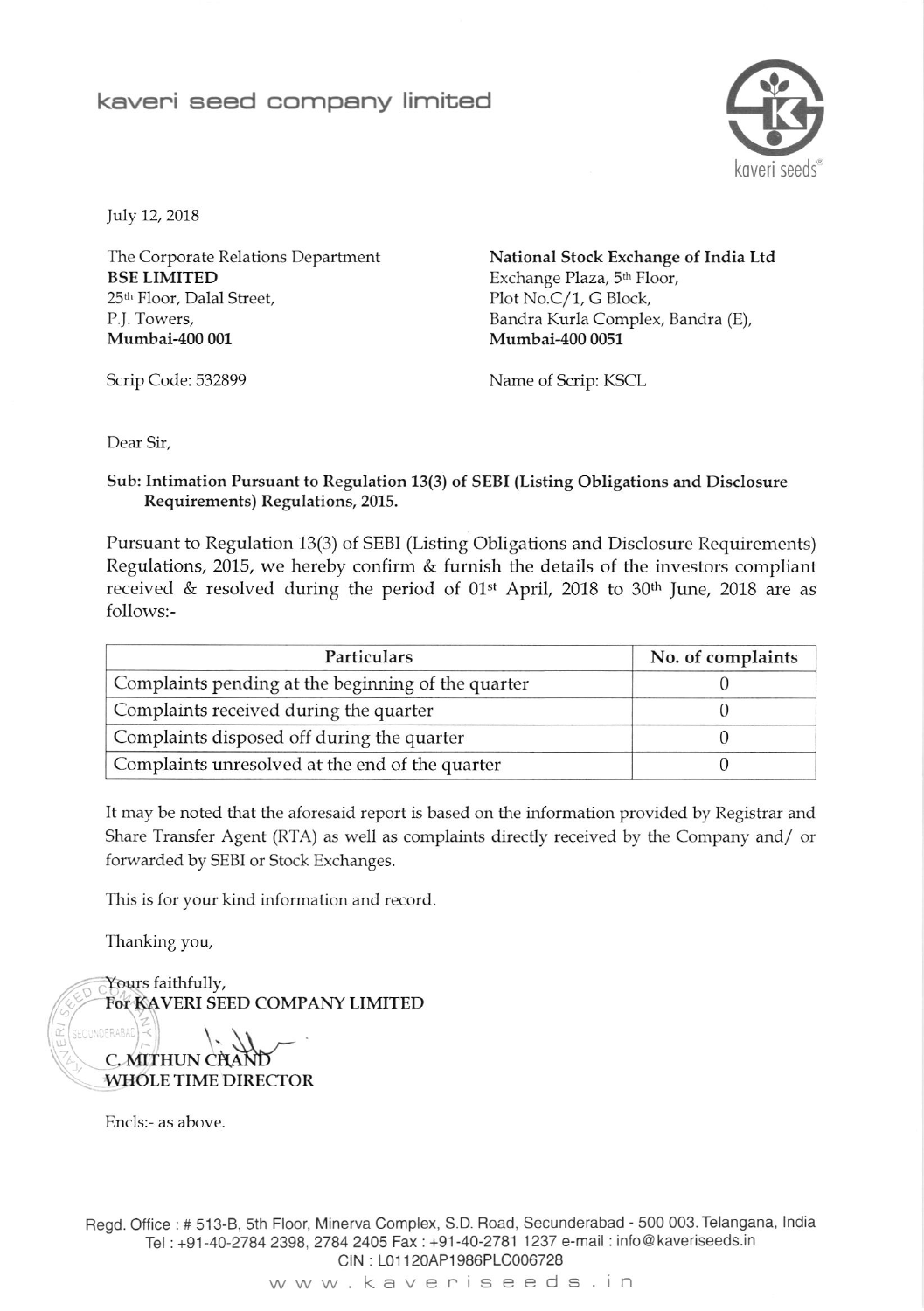# kaveri seed company limited

July 12, 2018

The Corporate Relations Department
**BSE LIMITED**
25th Floor, Dalal Street,
P.J. Towers,
**Mumbai-400 001**

Scrip Code: 532899

**National Stock Exchange of India Ltd**
Exchange Plaza, 5th Floor,
Plot No.C/1, G Block,
Bandra Kurla Complex, Bandra (E),
**Mumbai-400 0051**

Name of Scrip: KSCL

Dear Sir,

**Sub: Intimation Pursuant to Regulation 13(3) of SEBI (Listing Obligations and Disclosure Requirements) Regulations, 2015.**

Pursuant to Regulation 13(3) of SEBI (Listing Obligations and Disclosure Requirements) Regulations, 2015, we hereby confirm & furnish the details of the investors compliant received & resolved during the period of 01st April, 2018 to 30th June, 2018 are as follows:-

| Particulars | No. of complaints |
| --- | --- |
| Complaints pending at the beginning of the quarter | 0 |
| Complaints received during the quarter | 0 |
| Complaints disposed off during the quarter | 0 |
| Complaints unresolved at the end of the quarter | 0 |

It may be noted that the aforesaid report is based on the information provided by Registrar and Share Transfer Agent (RTA) as well as complaints directly received by the Company and/ or forwarded by SEBI or Stock Exchanges.

This is for your kind information and record.

Thanking you,

Yours faithfully,
**For KAVERI SEED COMPANY LIMITED**

**C. MITHUN CHAND**
**WHOLE TIME DIRECTOR**

Encls:- as above.

Regd. Office : # 513-B, 5th Floor, Minerva Complex, S.D. Road, Secunderabad - 500 003. Telangana, India
Tel : +91-40-2784 2398, 2784 2405 Fax : +91-40-2781 1237 e-mail : info@kaveriseeds.in
CIN : L01120AP1986PLC006728
www.kaveriseeds.in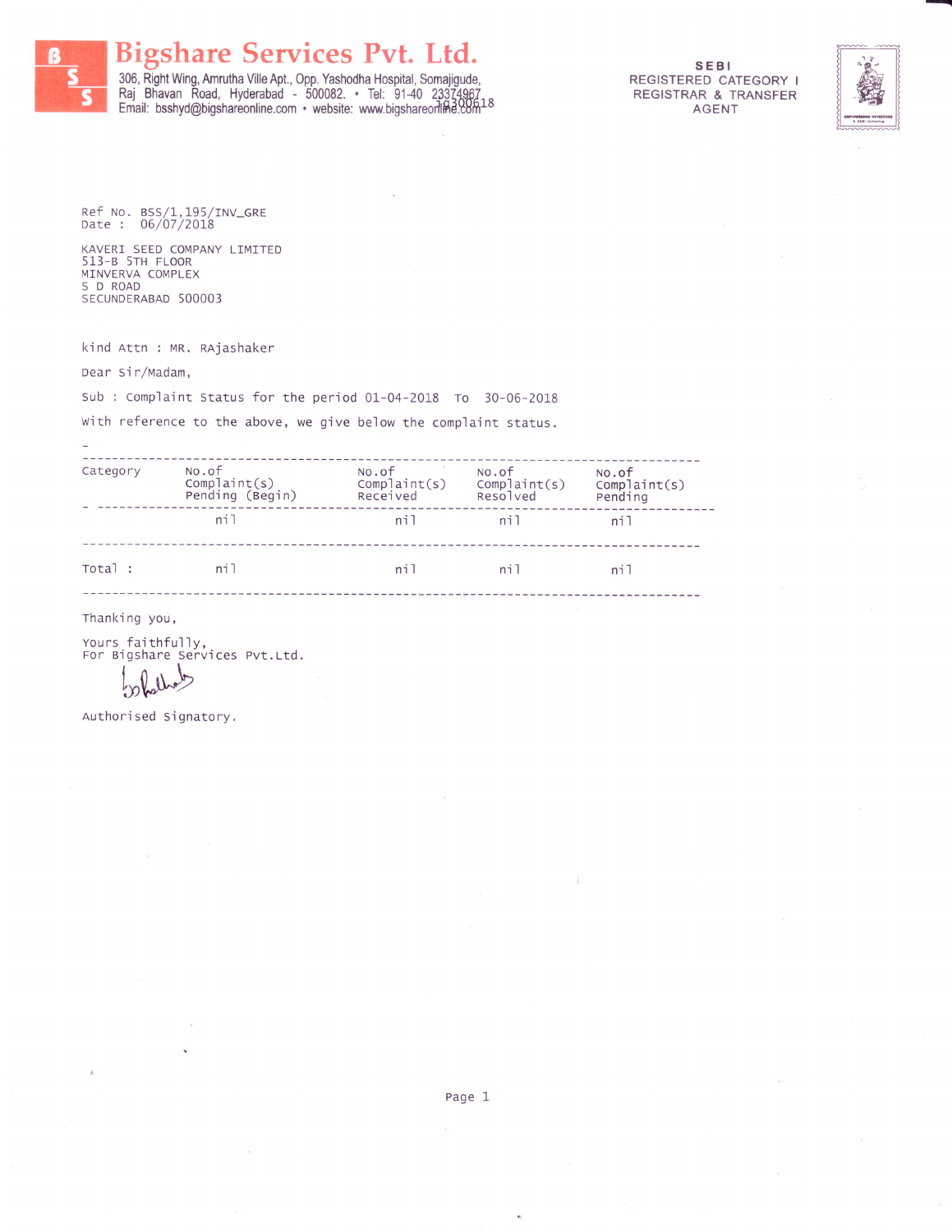# Bigshare Services Pvt. Ltd.

306, Right Wing, Amrutha Ville Apt., Opp. Yashodha Hospital, Somajigude, Raj Bhavan Road, Hyderabad - 500082. • Tel: 91-40 23374967, 23300618
Email: bsshyd@bigshareonline.com • website: www.bigshareonline.com

SEBI REGISTERED CATEGORY I REGISTRAR & TRANSFER AGENT

Ref No. BSS/1,195/INV_GRE
Date : 06/07/2018

KAVERI SEED COMPANY LIMITED
513-B 5TH FLOOR
MINVERVA COMPLEX
S D ROAD
SECUNDERABAD 500003

kind Attn : MR. RAjashaker

Dear Sir/Madam,

Sub : Complaint Status for the period 01-04-2018 To 30-06-2018

With reference to the above, we give below the complaint status.

| Category | No.of Complaint(s) Pending (Begin) | No.of Complaint(s) Received | No.of Complaint(s) Resolved | No.of Complaint(s) Pending |
|---|---|---|---|---|
| | nil | nil | nil | nil |
| Total : | nil | nil | nil | nil |

Thanking you,

Yours faithfully,
For Bigshare Services Pvt.Ltd.

Authorised Signatory.